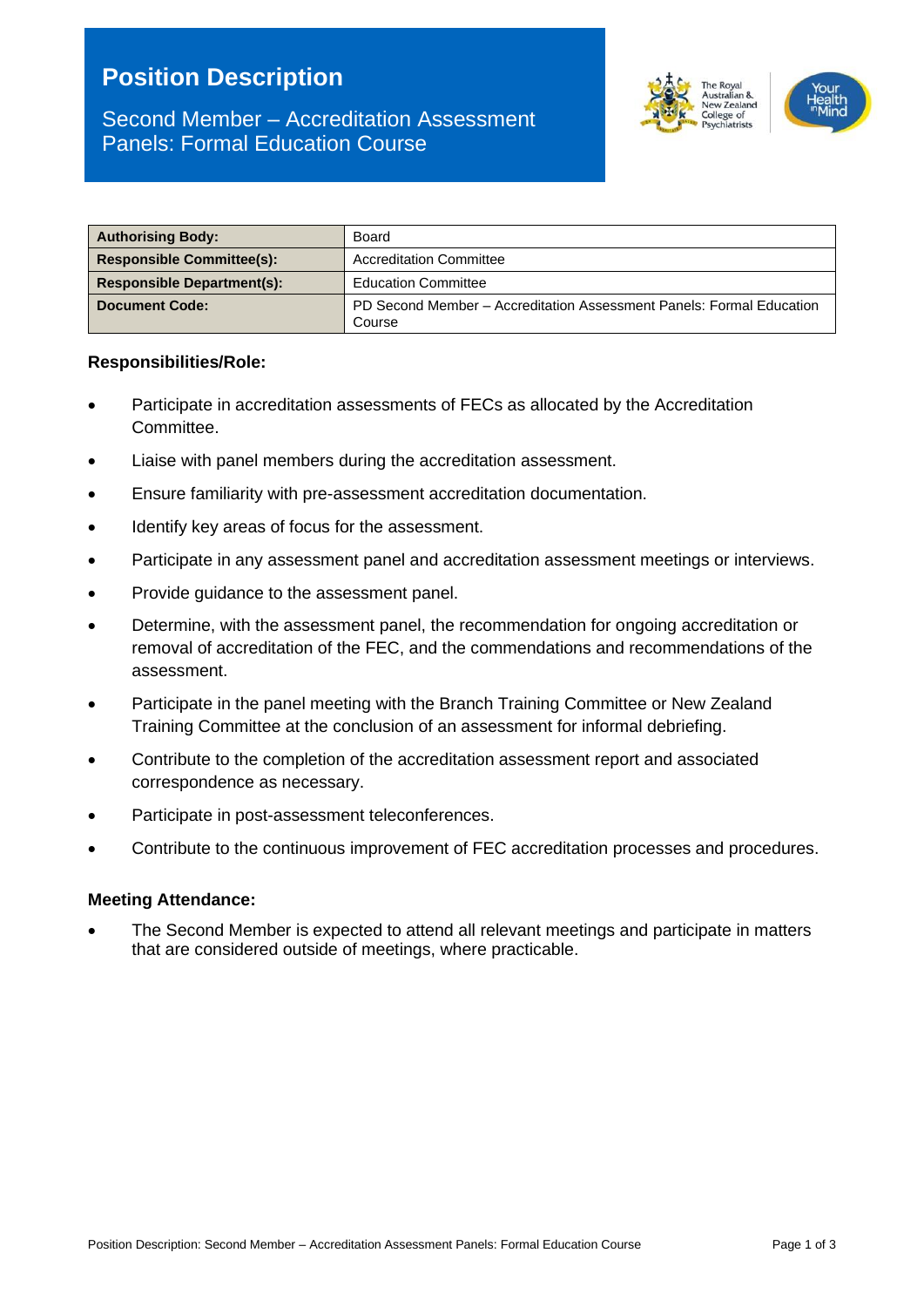# Position Description

## Second Member – Accreditation Assessment Panels: Formal Education Course

| Authorising Body: | Board |
|---|---|
| Responsible Committee(s): | Accreditation Committee |
| Responsible Department(s): | Education Committee |
| Document Code: | PD Second Member – Accreditation Assessment Panels: Formal Education Course |

### Responsibilities/Role:

- Participate in accreditation assessments of FECs as allocated by the Accreditation Committee.
- Liaise with panel members during the accreditation assessment.
- Ensure familiarity with pre-assessment accreditation documentation.
- Identify key areas of focus for the assessment.
- Participate in any assessment panel and accreditation assessment meetings or interviews.
- Provide guidance to the assessment panel.
- Determine, with the assessment panel, the recommendation for ongoing accreditation or removal of accreditation of the FEC, and the commendations and recommendations of the assessment.
- Participate in the panel meeting with the Branch Training Committee or New Zealand Training Committee at the conclusion of an assessment for informal debriefing.
- Contribute to the completion of the accreditation assessment report and associated correspondence as necessary.
- Participate in post-assessment teleconferences.
- Contribute to the continuous improvement of FEC accreditation processes and procedures.

### Meeting Attendance:

- The Second Member is expected to attend all relevant meetings and participate in matters that are considered outside of meetings, where practicable.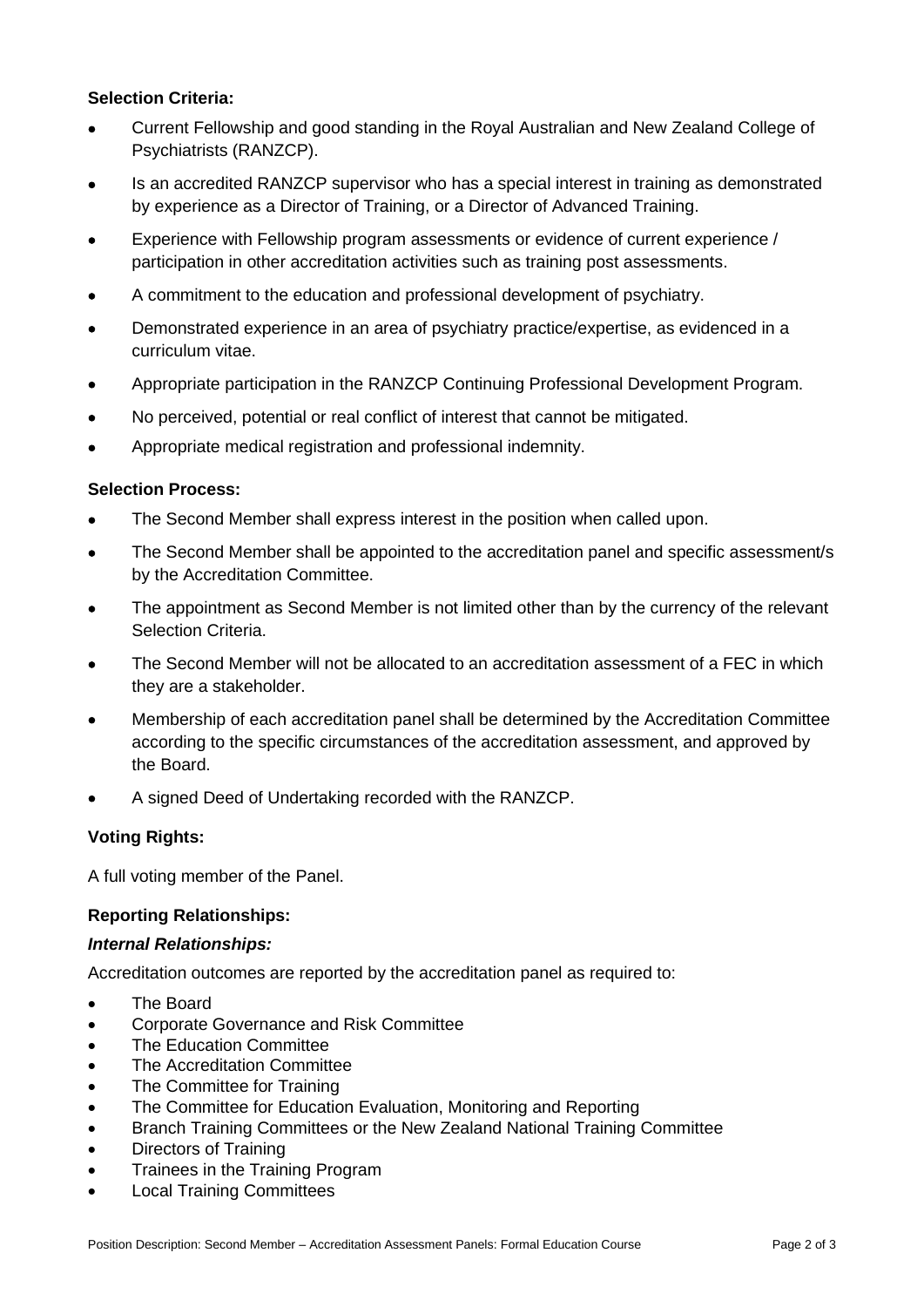**Selection Criteria:**

- Current Fellowship and good standing in the Royal Australian and New Zealand College of Psychiatrists (RANZCP).
- Is an accredited RANZCP supervisor who has a special interest in training as demonstrated by experience as a Director of Training, or a Director of Advanced Training.
- Experience with Fellowship program assessments or evidence of current experience / participation in other accreditation activities such as training post assessments.
- A commitment to the education and professional development of psychiatry.
- Demonstrated experience in an area of psychiatry practice/expertise, as evidenced in a curriculum vitae.
- Appropriate participation in the RANZCP Continuing Professional Development Program.
- No perceived, potential or real conflict of interest that cannot be mitigated.
- Appropriate medical registration and professional indemnity.

**Selection Process:**

- The Second Member shall express interest in the position when called upon.
- The Second Member shall be appointed to the accreditation panel and specific assessment/s by the Accreditation Committee.
- The appointment as Second Member is not limited other than by the currency of the relevant Selection Criteria.
- The Second Member will not be allocated to an accreditation assessment of a FEC in which they are a stakeholder.
- Membership of each accreditation panel shall be determined by the Accreditation Committee according to the specific circumstances of the accreditation assessment, and approved by the Board.
- A signed Deed of Undertaking recorded with the RANZCP.

**Voting Rights:**

A full voting member of the Panel.

**Reporting Relationships:**

***Internal Relationships:***

Accreditation outcomes are reported by the accreditation panel as required to:

- The Board
- Corporate Governance and Risk Committee
- The Education Committee
- The Accreditation Committee
- The Committee for Training
- The Committee for Education Evaluation, Monitoring and Reporting
- Branch Training Committees or the New Zealand National Training Committee
- Directors of Training
- Trainees in the Training Program
- Local Training Committees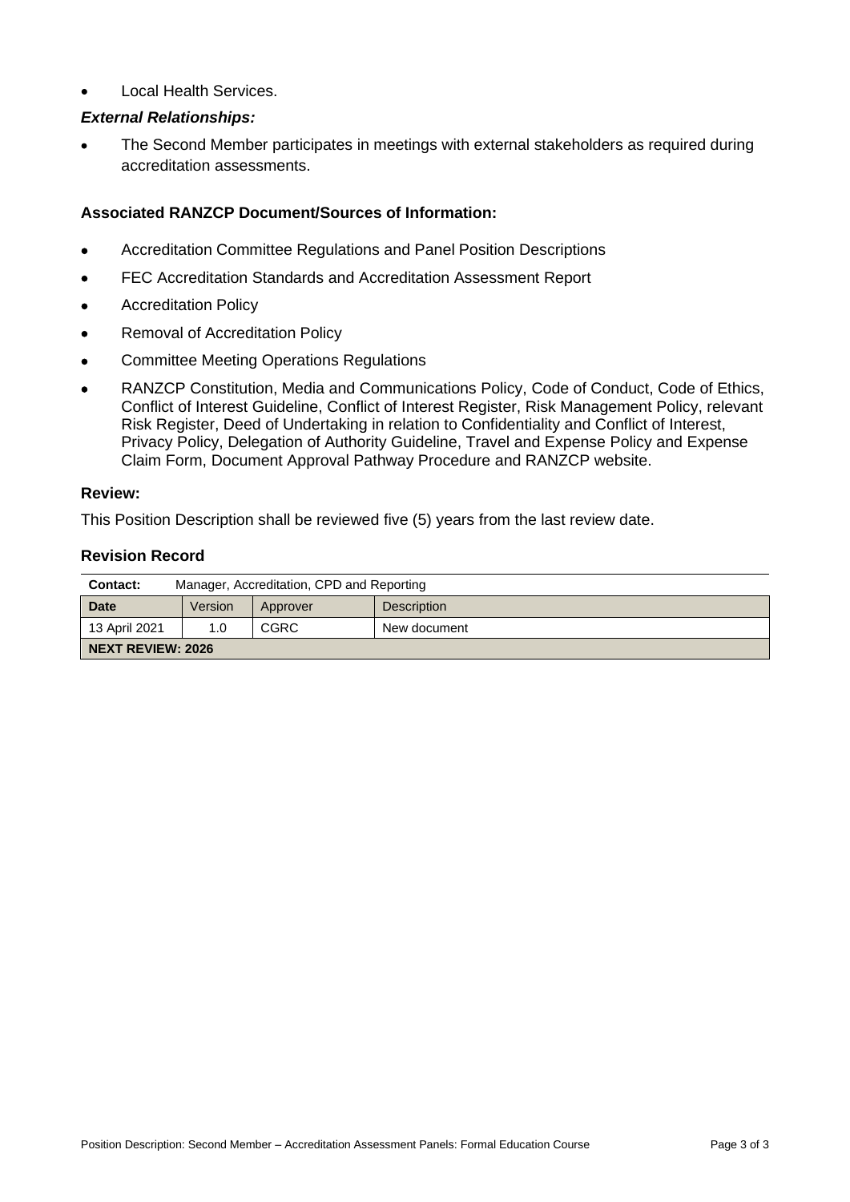- Local Health Services.

***External Relationships:***

- The Second Member participates in meetings with external stakeholders as required during accreditation assessments.

**Associated RANZCP Document/Sources of Information:**

- Accreditation Committee Regulations and Panel Position Descriptions
- FEC Accreditation Standards and Accreditation Assessment Report
- Accreditation Policy
- Removal of Accreditation Policy
- Committee Meeting Operations Regulations
- RANZCP Constitution, Media and Communications Policy, Code of Conduct, Code of Ethics, Conflict of Interest Guideline, Conflict of Interest Register, Risk Management Policy, relevant Risk Register, Deed of Undertaking in relation to Confidentiality and Conflict of Interest, Privacy Policy, Delegation of Authority Guideline, Travel and Expense Policy and Expense Claim Form, Document Approval Pathway Procedure and RANZCP website.

### Review:

This Position Description shall be reviewed five (5) years from the last review date.

### Revision Record

**Contact:** Manager, Accreditation, CPD and Reporting

| Date | Version | Approver | Description |
|---|---|---|---|
| 13 April 2021 | 1.0 | CGRC | New document |
| **NEXT REVIEW: 2026** | | | |